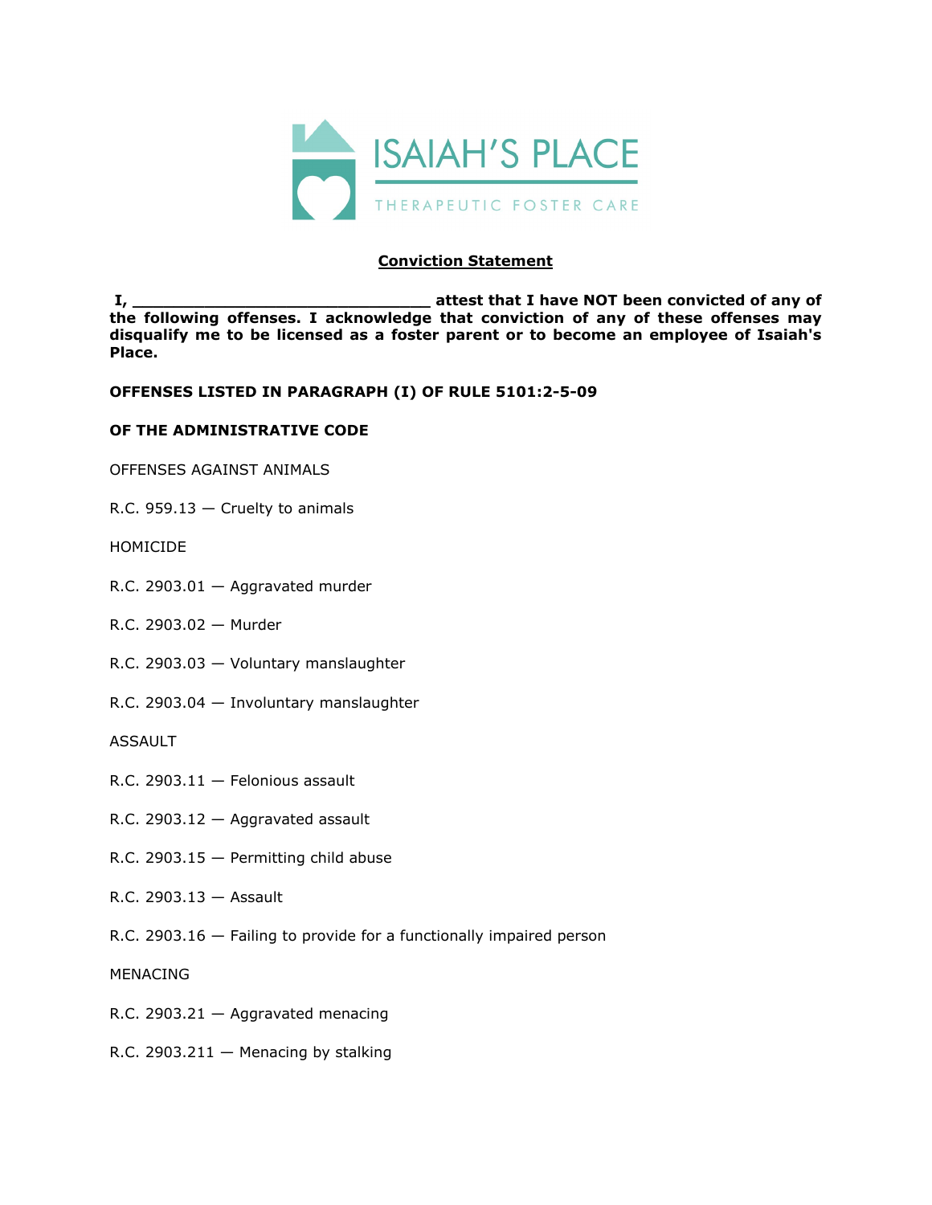ISAIAH'S PLACE

THERAPEUTIC FOSTER CARE

**Conviction Statement**

**I, _______________________________ attest that I have NOT been convicted of any of the following offenses. I acknowledge that conviction of any of these offenses may disqualify me to be licensed as a foster parent or to become an employee of Isaiah's Place.**

**OFFENSES LISTED IN PARAGRAPH (I) OF RULE 5101:2-5-09**

**OF THE ADMINISTRATIVE CODE**

OFFENSES AGAINST ANIMALS

R.C. 959.13 — Cruelty to animals

HOMICIDE

R.C. 2903.01 — Aggravated murder

R.C. 2903.02 — Murder

R.C. 2903.03 — Voluntary manslaughter

R.C. 2903.04 — Involuntary manslaughter

ASSAULT

R.C. 2903.11 — Felonious assault

R.C. 2903.12 — Aggravated assault

R.C. 2903.15 — Permitting child abuse

R.C. 2903.13 — Assault

R.C. 2903.16 — Failing to provide for a functionally impaired person

MENACING

R.C. 2903.21 — Aggravated menacing

R.C. 2903.211 — Menacing by stalking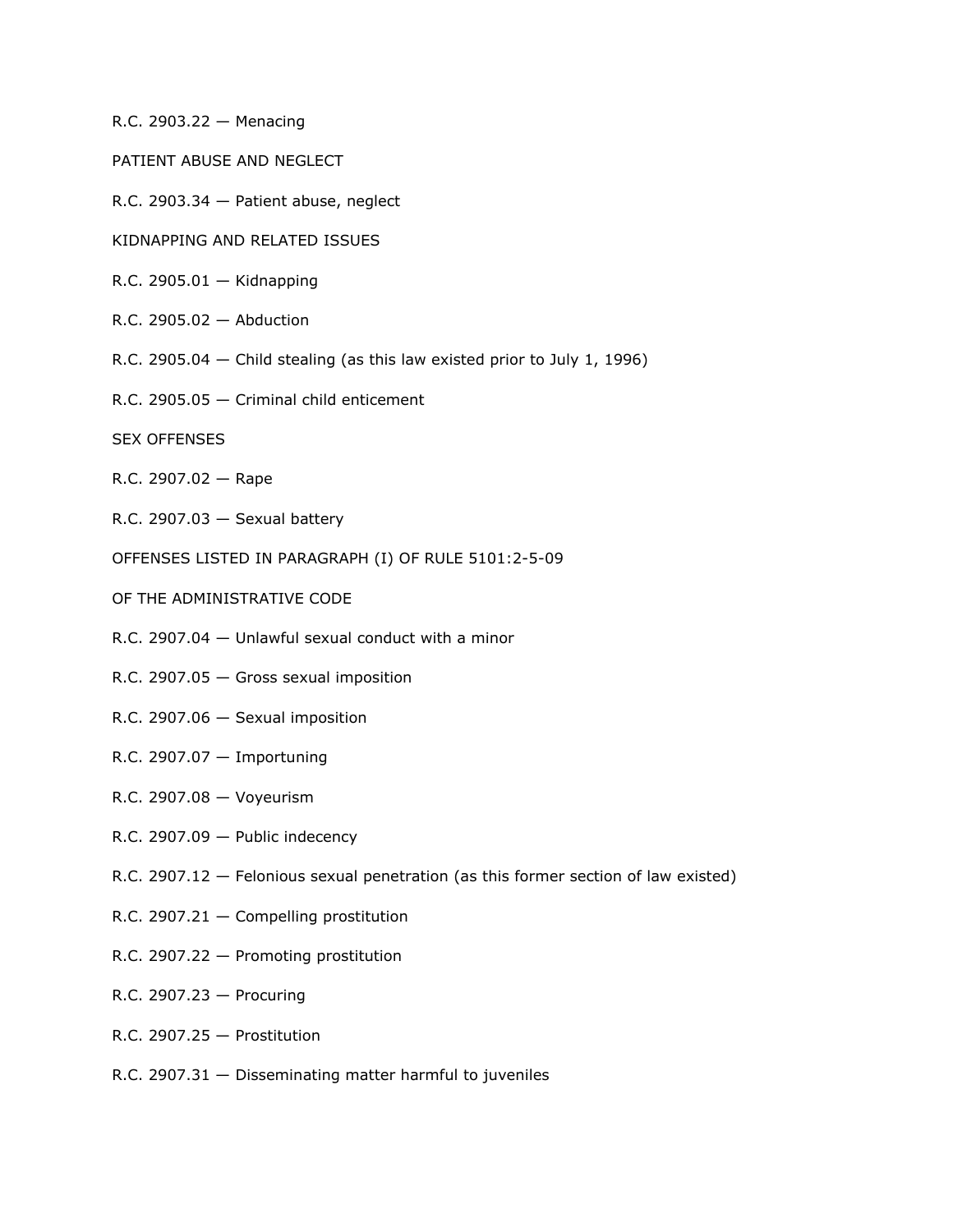R.C. 2903.22 — Menacing

PATIENT ABUSE AND NEGLECT

R.C. 2903.34 — Patient abuse, neglect

KIDNAPPING AND RELATED ISSUES

R.C. 2905.01 — Kidnapping

R.C. 2905.02 — Abduction

R.C. 2905.04 — Child stealing (as this law existed prior to July 1, 1996)

R.C. 2905.05 — Criminal child enticement

SEX OFFENSES

R.C. 2907.02 — Rape

R.C. 2907.03 — Sexual battery

OFFENSES LISTED IN PARAGRAPH (I) OF RULE 5101:2-5-09

OF THE ADMINISTRATIVE CODE

R.C. 2907.04 — Unlawful sexual conduct with a minor

R.C. 2907.05 — Gross sexual imposition

R.C. 2907.06 — Sexual imposition

R.C. 2907.07 — Importuning

R.C. 2907.08 — Voyeurism

R.C. 2907.09 — Public indecency

R.C. 2907.12 — Felonious sexual penetration (as this former section of law existed)

R.C. 2907.21 — Compelling prostitution

R.C. 2907.22 — Promoting prostitution

R.C. 2907.23 — Procuring

R.C. 2907.25 — Prostitution

R.C. 2907.31 — Disseminating matter harmful to juveniles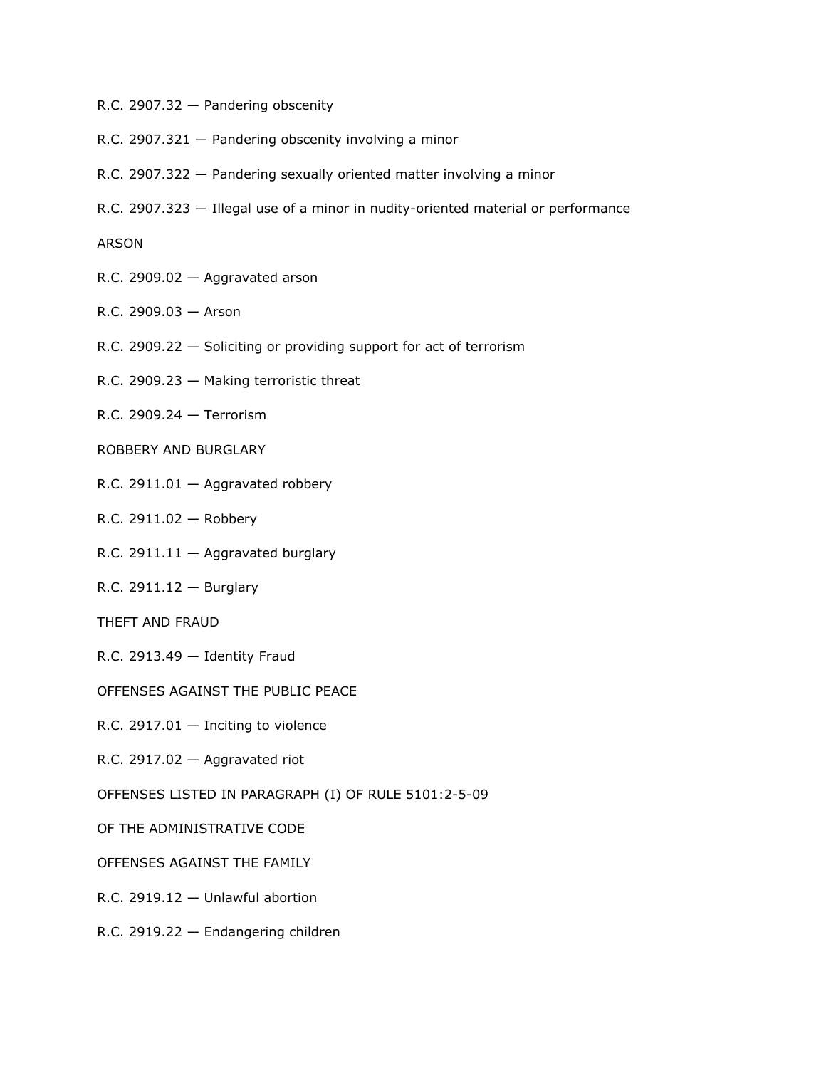R.C. 2907.32 — Pandering obscenity

R.C. 2907.321 — Pandering obscenity involving a minor

R.C. 2907.322 — Pandering sexually oriented matter involving a minor

R.C. 2907.323 — Illegal use of a minor in nudity-oriented material or performance

ARSON

R.C. 2909.02 — Aggravated arson

R.C. 2909.03 — Arson

R.C. 2909.22 — Soliciting or providing support for act of terrorism

R.C. 2909.23 — Making terroristic threat

R.C. 2909.24 — Terrorism

ROBBERY AND BURGLARY

R.C. 2911.01 — Aggravated robbery

R.C. 2911.02 — Robbery

R.C. 2911.11 — Aggravated burglary

R.C. 2911.12 — Burglary

THEFT AND FRAUD

R.C. 2913.49 — Identity Fraud

OFFENSES AGAINST THE PUBLIC PEACE

R.C. 2917.01 — Inciting to violence

R.C. 2917.02 — Aggravated riot

OFFENSES LISTED IN PARAGRAPH (I) OF RULE 5101:2-5-09

OF THE ADMINISTRATIVE CODE

OFFENSES AGAINST THE FAMILY

R.C. 2919.12 — Unlawful abortion

R.C. 2919.22 — Endangering children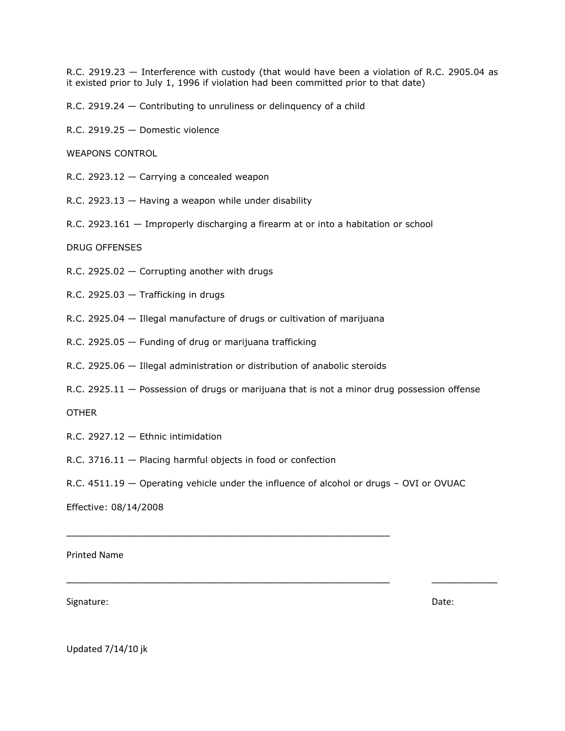R.C. 2919.23 — Interference with custody (that would have been a violation of R.C. 2905.04 as it existed prior to July 1, 1996 if violation had been committed prior to that date)

R.C. 2919.24 — Contributing to unruliness or delinquency of a child

R.C. 2919.25 — Domestic violence

WEAPONS CONTROL

R.C. 2923.12 — Carrying a concealed weapon

R.C. 2923.13 — Having a weapon while under disability

R.C. 2923.161 — Improperly discharging a firearm at or into a habitation or school

DRUG OFFENSES

R.C. 2925.02 — Corrupting another with drugs

R.C. 2925.03 — Trafficking in drugs

R.C. 2925.04 — Illegal manufacture of drugs or cultivation of marijuana

R.C. 2925.05 — Funding of drug or marijuana trafficking

R.C. 2925.06 — Illegal administration or distribution of anabolic steroids

R.C. 2925.11 — Possession of drugs or marijuana that is not a minor drug possession offense

OTHER

R.C. 2927.12 — Ethnic intimidation

R.C. 3716.11 — Placing harmful objects in food or confection

R.C. 4511.19 — Operating vehicle under the influence of alcohol or drugs – OVI or OVUAC

Effective: 08/14/2008

___________________________________________________________

Printed Name

___________________________________________________________ ____________

Signature: Date:

Updated 7/14/10 jk